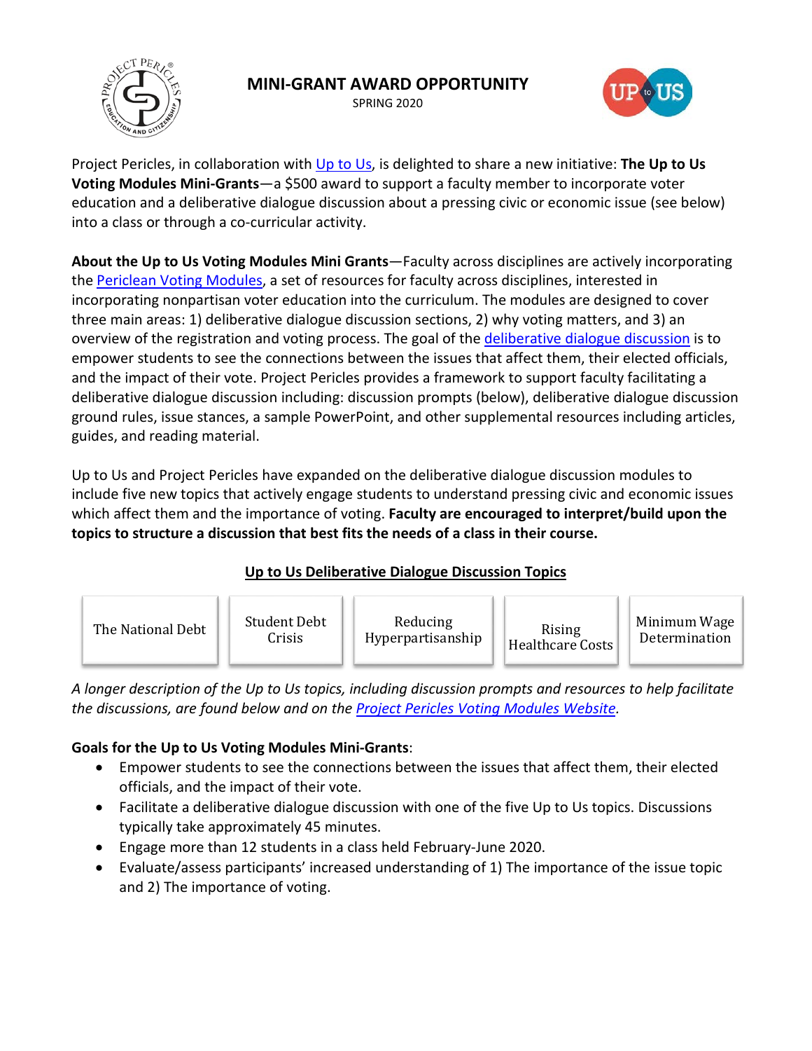# MINI-GRANT AWARD OPPORTUNITY

SPRING 2020

Project Pericles, in collaboration with Up to Us, is delighted to share a new initiative: **The Up to Us Voting Modules Mini-Grants**—a $500 award to support a faculty member to incorporate voter education and a deliberative dialogue discussion about a pressing civic or economic issue (see below) into a class or through a co-curricular activity.

**About the Up to Us Voting Modules Mini Grants**—Faculty across disciplines are actively incorporating the Periclean Voting Modules, a set of resources for faculty across disciplines, interested in incorporating nonpartisan voter education into the curriculum. The modules are designed to cover three main areas: 1) deliberative dialogue discussion sections, 2) why voting matters, and 3) an overview of the registration and voting process. The goal of the deliberative dialogue discussion is to empower students to see the connections between the issues that affect them, their elected officials, and the impact of their vote. Project Pericles provides a framework to support faculty facilitating a deliberative dialogue discussion including: discussion prompts (below), deliberative dialogue discussion ground rules, issue stances, a sample PowerPoint, and other supplemental resources including articles, guides, and reading material.

Up to Us and Project Pericles have expanded on the deliberative dialogue discussion modules to include five new topics that actively engage students to understand pressing civic and economic issues which affect them and the importance of voting. **Faculty are encouraged to interpret/build upon the topics to structure a discussion that best fits the needs of a class in their course.**

## Up to Us Deliberative Dialogue Discussion Topics

| The National Debt | Student Debt Crisis | Reducing Hyperpartisanship | Rising Healthcare Costs | Minimum Wage Determination |
| --- | --- | --- | --- | --- |

*A longer description of the Up to Us topics, including discussion prompts and resources to help facilitate the discussions, are found below and on the Project Pericles Voting Modules Website.*

**Goals for the Up to Us Voting Modules Mini-Grants**:

- Empower students to see the connections between the issues that affect them, their elected officials, and the impact of their vote.
- Facilitate a deliberative dialogue discussion with one of the five Up to Us topics. Discussions typically take approximately 45 minutes.
- Engage more than 12 students in a class held February-June 2020.
- Evaluate/assess participants' increased understanding of 1) The importance of the issue topic and 2) The importance of voting.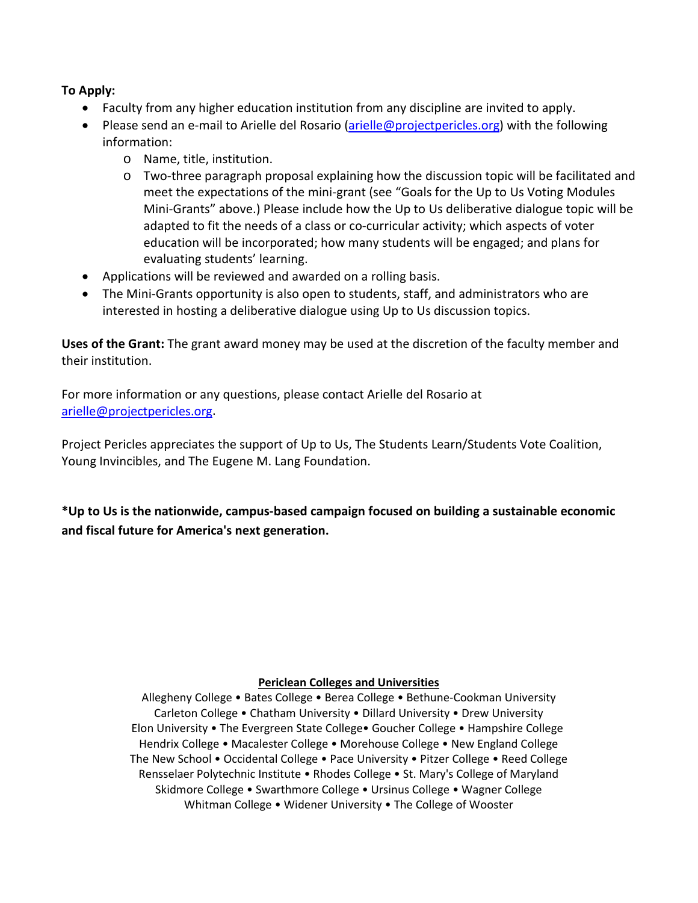**To Apply:**

- Faculty from any higher education institution from any discipline are invited to apply.
- Please send an e-mail to Arielle del Rosario (arielle@projectpericles.org) with the following information:
  - Name, title, institution.
  - Two-three paragraph proposal explaining how the discussion topic will be facilitated and meet the expectations of the mini-grant (see "Goals for the Up to Us Voting Modules Mini-Grants" above.) Please include how the Up to Us deliberative dialogue topic will be adapted to fit the needs of a class or co-curricular activity; which aspects of voter education will be incorporated; how many students will be engaged; and plans for evaluating students' learning.
- Applications will be reviewed and awarded on a rolling basis.
- The Mini-Grants opportunity is also open to students, staff, and administrators who are interested in hosting a deliberative dialogue using Up to Us discussion topics.

**Uses of the Grant:** The grant award money may be used at the discretion of the faculty member and their institution.

For more information or any questions, please contact Arielle del Rosario at arielle@projectpericles.org.

Project Pericles appreciates the support of Up to Us, The Students Learn/Students Vote Coalition, Young Invincibles, and The Eugene M. Lang Foundation.

***Up to Us is the nationwide, campus-based campaign focused on building a sustainable economic and fiscal future for America's next generation.**

**Periclean Colleges and Universities**

Allegheny College • Bates College • Berea College • Bethune-Cookman University
Carleton College • Chatham University • Dillard University • Drew University
Elon University • The Evergreen State College• Goucher College • Hampshire College
Hendrix College • Macalester College • Morehouse College • New England College
The New School • Occidental College • Pace University • Pitzer College • Reed College
Rensselaer Polytechnic Institute • Rhodes College • St. Mary's College of Maryland
Skidmore College • Swarthmore College • Ursinus College • Wagner College
Whitman College • Widener University • The College of Wooster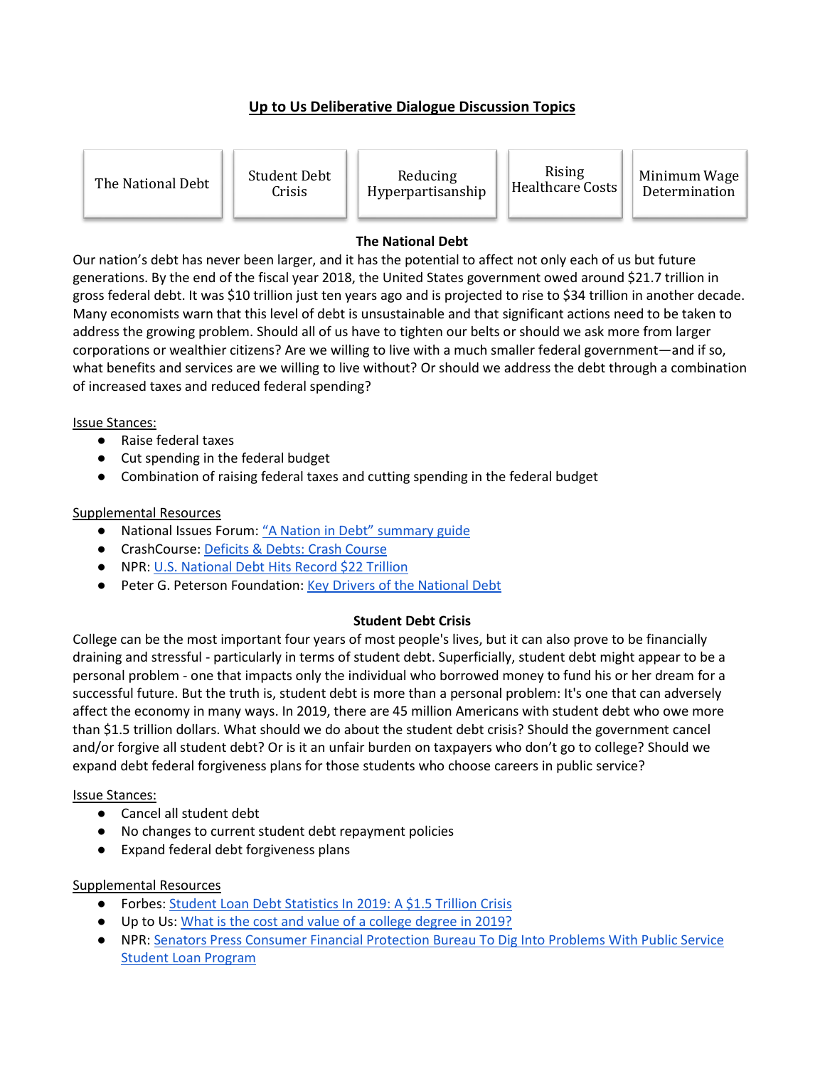# Up to Us Deliberative Dialogue Discussion Topics

| The National Debt | Student Debt Crisis | Reducing Hyperpartisanship | Rising Healthcare Costs | Minimum Wage Determination |
|---|---|---|---|---|

## The National Debt

Our nation's debt has never been larger, and it has the potential to affect not only each of us but future generations. By the end of the fiscal year 2018, the United States government owed around $21.7 trillion in gross federal debt. It was $10 trillion just ten years ago and is projected to rise to $34 trillion in another decade. Many economists warn that this level of debt is unsustainable and that significant actions need to be taken to address the growing problem. Should all of us have to tighten our belts or should we ask more from larger corporations or wealthier citizens? Are we willing to live with a much smaller federal government—and if so, what benefits and services are we willing to live without? Or should we address the debt through a combination of increased taxes and reduced federal spending?

Issue Stances:

- Raise federal taxes
- Cut spending in the federal budget
- Combination of raising federal taxes and cutting spending in the federal budget

Supplemental Resources

- National Issues Forum: "A Nation in Debt" summary guide
- CrashCourse: Deficits & Debts: Crash Course
- NPR: U.S. National Debt Hits Record $22 Trillion
- Peter G. Peterson Foundation: Key Drivers of the National Debt

## Student Debt Crisis

College can be the most important four years of most people's lives, but it can also prove to be financially draining and stressful - particularly in terms of student debt. Superficially, student debt might appear to be a personal problem - one that impacts only the individual who borrowed money to fund his or her dream for a successful future. But the truth is, student debt is more than a personal problem: It's one that can adversely affect the economy in many ways. In 2019, there are 45 million Americans with student debt who owe more than $1.5 trillion dollars. What should we do about the student debt crisis? Should the government cancel and/or forgive all student debt? Or is it an unfair burden on taxpayers who don't go to college? Should we expand debt federal forgiveness plans for those students who choose careers in public service?

Issue Stances:

- Cancel all student debt
- No changes to current student debt repayment policies
- Expand federal debt forgiveness plans

Supplemental Resources

- Forbes: Student Loan Debt Statistics In 2019: A $1.5 Trillion Crisis
- Up to Us: What is the cost and value of a college degree in 2019?
- NPR: Senators Press Consumer Financial Protection Bureau To Dig Into Problems With Public Service Student Loan Program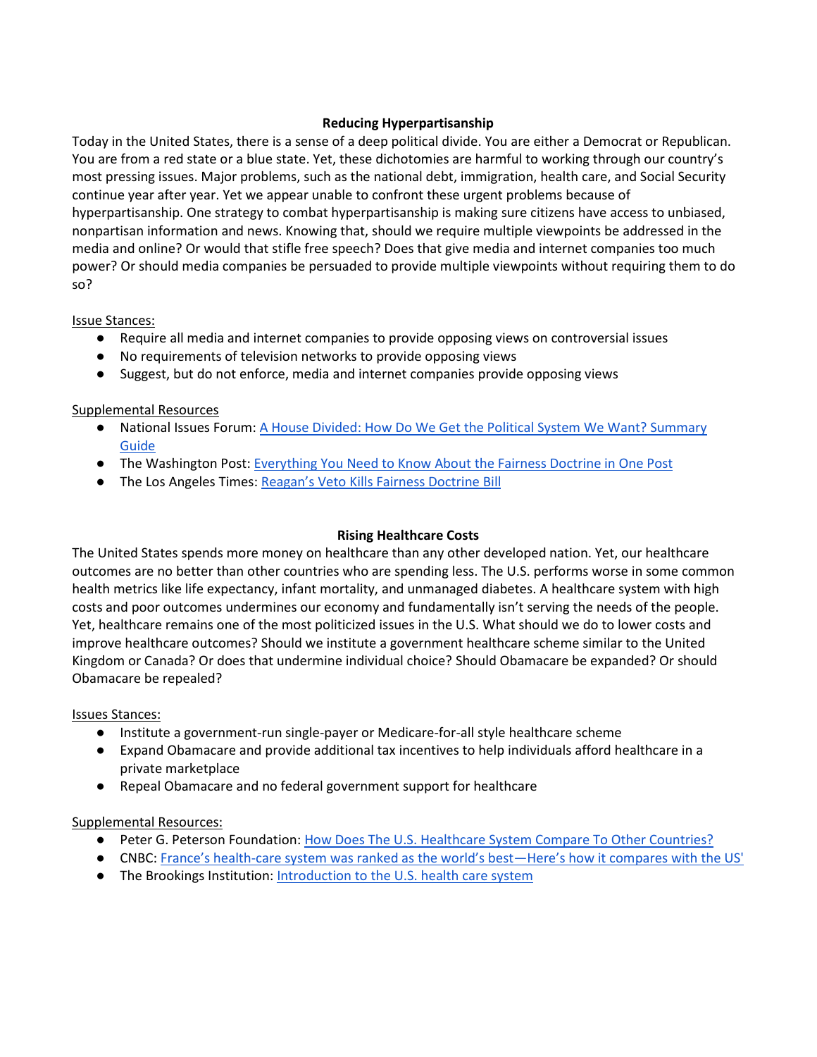## Reducing Hyperpartisanship

Today in the United States, there is a sense of a deep political divide. You are either a Democrat or Republican. You are from a red state or a blue state. Yet, these dichotomies are harmful to working through our country's most pressing issues. Major problems, such as the national debt, immigration, health care, and Social Security continue year after year. Yet we appear unable to confront these urgent problems because of hyperpartisanship. One strategy to combat hyperpartisanship is making sure citizens have access to unbiased, nonpartisan information and news. Knowing that, should we require multiple viewpoints be addressed in the media and online? Or would that stifle free speech? Does that give media and internet companies too much power? Or should media companies be persuaded to provide multiple viewpoints without requiring them to do so?

Issue Stances:

- Require all media and internet companies to provide opposing views on controversial issues
- No requirements of television networks to provide opposing views
- Suggest, but do not enforce, media and internet companies provide opposing views

Supplemental Resources

- National Issues Forum: A House Divided: How Do We Get the Political System We Want? Summary Guide
- The Washington Post: Everything You Need to Know About the Fairness Doctrine in One Post
- The Los Angeles Times: Reagan's Veto Kills Fairness Doctrine Bill

## Rising Healthcare Costs

The United States spends more money on healthcare than any other developed nation. Yet, our healthcare outcomes are no better than other countries who are spending less. The U.S. performs worse in some common health metrics like life expectancy, infant mortality, and unmanaged diabetes. A healthcare system with high costs and poor outcomes undermines our economy and fundamentally isn't serving the needs of the people. Yet, healthcare remains one of the most politicized issues in the U.S. What should we do to lower costs and improve healthcare outcomes? Should we institute a government healthcare scheme similar to the United Kingdom or Canada? Or does that undermine individual choice? Should Obamacare be expanded? Or should Obamacare be repealed?

Issues Stances:

- Institute a government-run single-payer or Medicare-for-all style healthcare scheme
- Expand Obamacare and provide additional tax incentives to help individuals afford healthcare in a private marketplace
- Repeal Obamacare and no federal government support for healthcare

Supplemental Resources:

- Peter G. Peterson Foundation: How Does The U.S. Healthcare System Compare To Other Countries?
- CNBC: France's health-care system was ranked as the world's best—Here's how it compares with the US'
- The Brookings Institution: Introduction to the U.S. health care system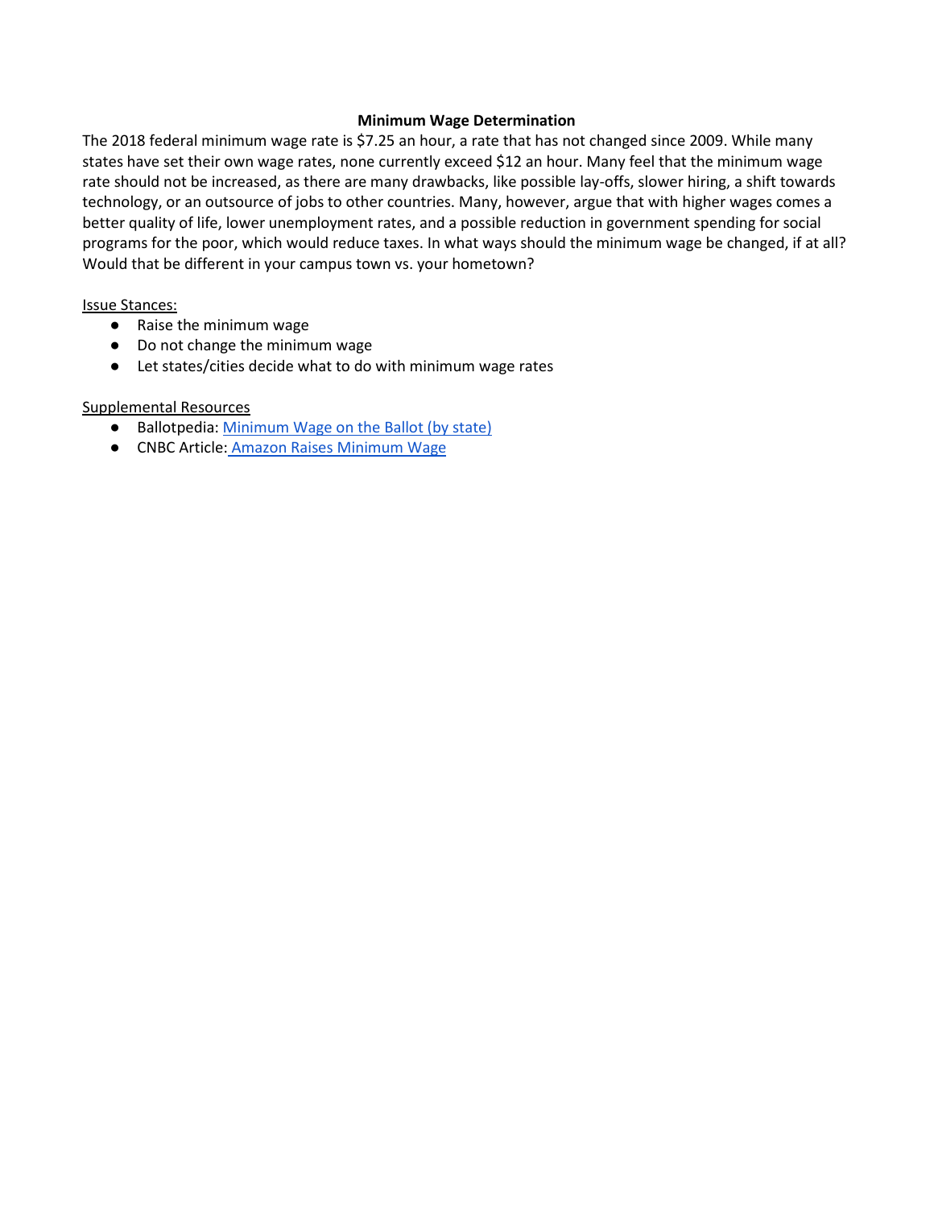**Minimum Wage Determination**

The 2018 federal minimum wage rate is $7.25 an hour, a rate that has not changed since 2009. While many states have set their own wage rates, none currently exceed $12 an hour. Many feel that the minimum wage rate should not be increased, as there are many drawbacks, like possible lay-offs, slower hiring, a shift towards technology, or an outsource of jobs to other countries. Many, however, argue that with higher wages comes a better quality of life, lower unemployment rates, and a possible reduction in government spending for social programs for the poor, which would reduce taxes. In what ways should the minimum wage be changed, if at all? Would that be different in your campus town vs. your hometown?

Issue Stances:

- Raise the minimum wage
- Do not change the minimum wage
- Let states/cities decide what to do with minimum wage rates

Supplemental Resources

- Ballotpedia: Minimum Wage on the Ballot (by state)
- CNBC Article: Amazon Raises Minimum Wage